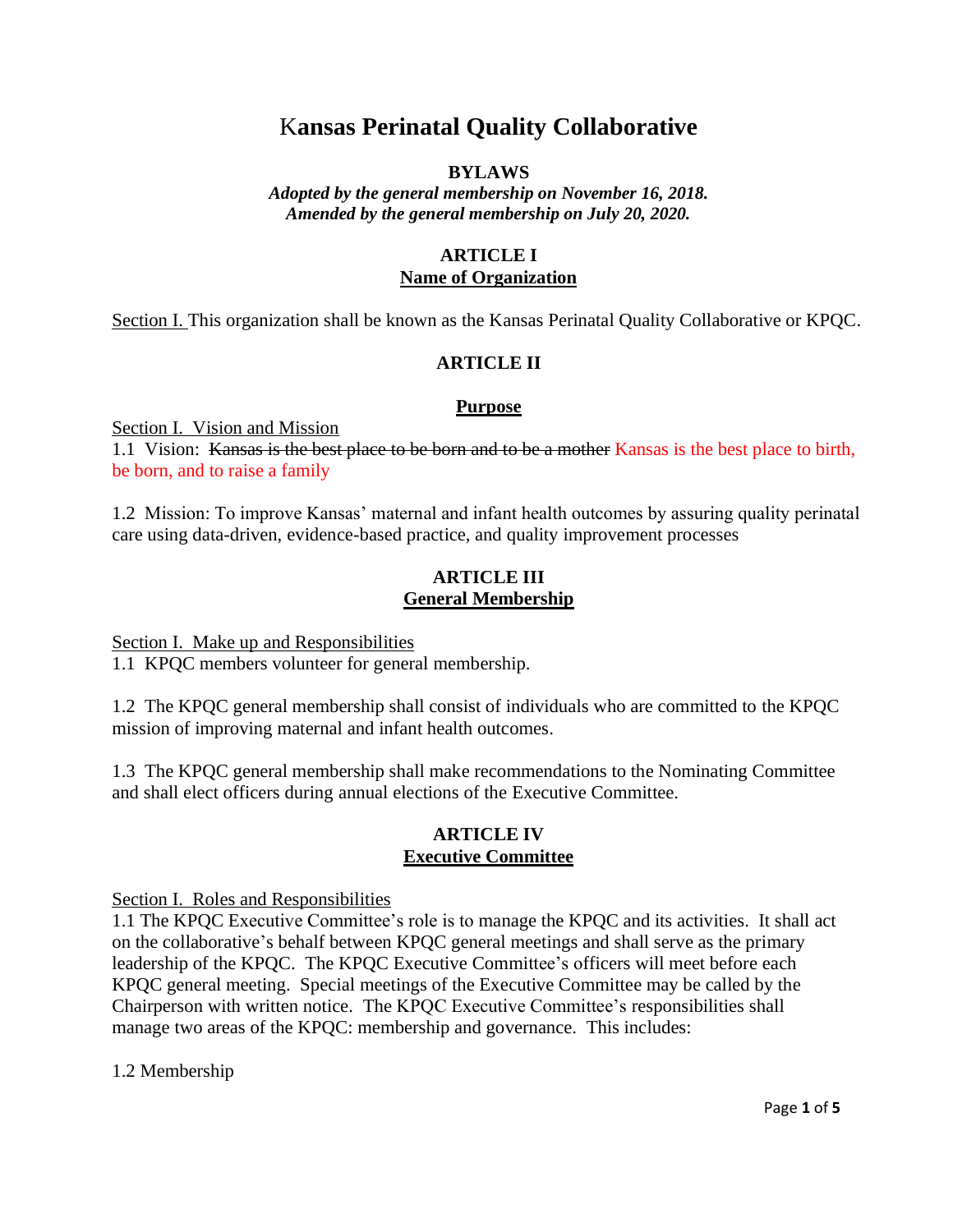# Kansas Perinatal Quality Collaborative

**BYLAWS**

***Adopted by the general membership on November 16, 2018.***
***Amended by the general membership on July 20, 2020.***

## ARTICLE I
**Name of Organization**

Section I. This organization shall be known as the Kansas Perinatal Quality Collaborative or KPQC.

## ARTICLE II

**Purpose**

Section I. Vision and Mission

1.1 Vision: ~~Kansas is the best place to be born and to be a mother~~ Kansas is the best place to birth, be born, and to raise a family

1.2 Mission: To improve Kansas' maternal and infant health outcomes by assuring quality perinatal care using data-driven, evidence-based practice, and quality improvement processes

## ARTICLE III
**General Membership**

Section I. Make up and Responsibilities

1.1 KPQC members volunteer for general membership.

1.2 The KPQC general membership shall consist of individuals who are committed to the KPQC mission of improving maternal and infant health outcomes.

1.3 The KPQC general membership shall make recommendations to the Nominating Committee and shall elect officers during annual elections of the Executive Committee.

## ARTICLE IV
**Executive Committee**

Section I. Roles and Responsibilities

1.1 The KPQC Executive Committee's role is to manage the KPQC and its activities. It shall act on the collaborative's behalf between KPQC general meetings and shall serve as the primary leadership of the KPQC. The KPQC Executive Committee's officers will meet before each KPQC general meeting. Special meetings of the Executive Committee may be called by the Chairperson with written notice. The KPQC Executive Committee's responsibilities shall manage two areas of the KPQC: membership and governance. This includes:

1.2 Membership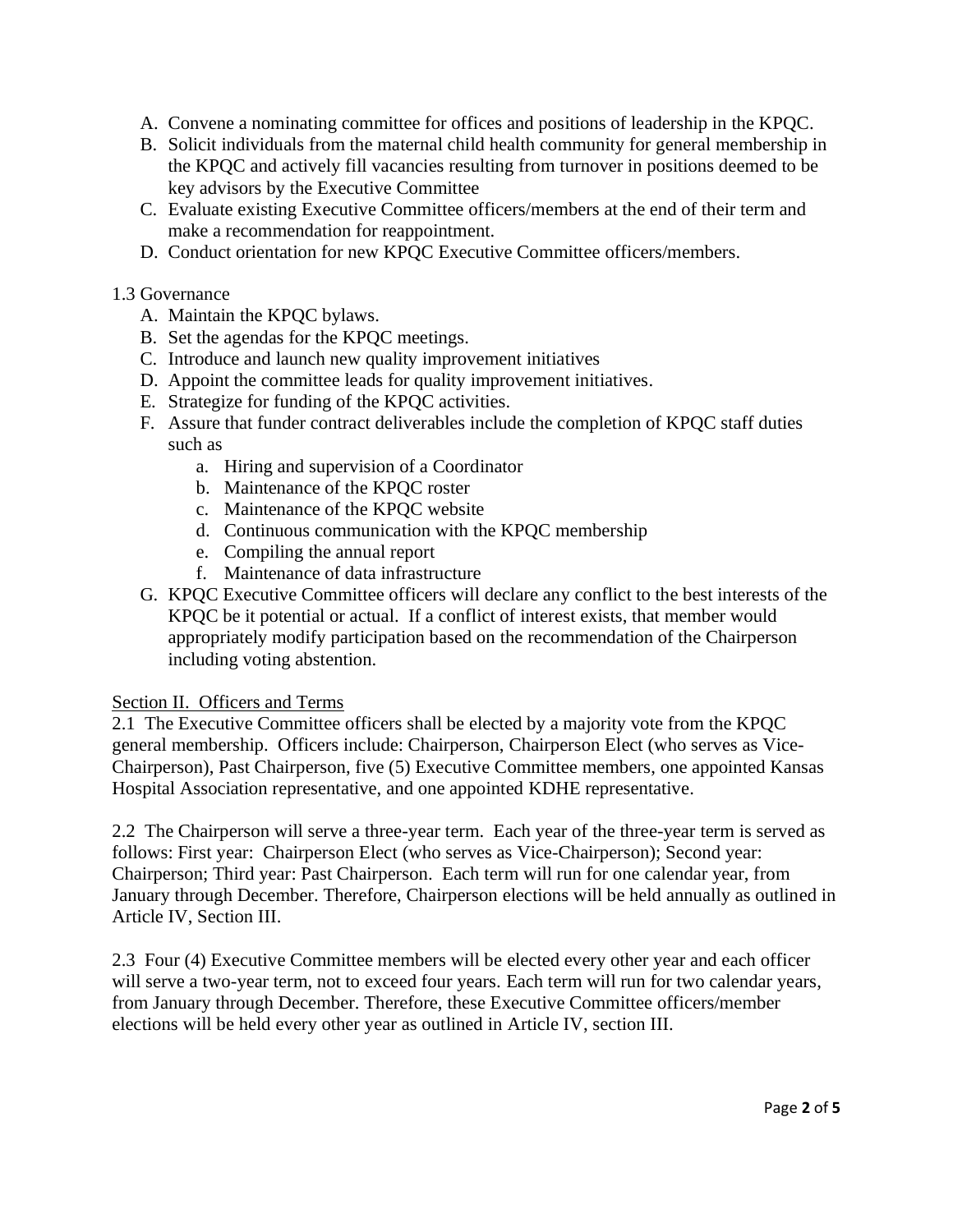A. Convene a nominating committee for offices and positions of leadership in the KPQC.
B. Solicit individuals from the maternal child health community for general membership in the KPQC and actively fill vacancies resulting from turnover in positions deemed to be key advisors by the Executive Committee
C. Evaluate existing Executive Committee officers/members at the end of their term and make a recommendation for reappointment.
D. Conduct orientation for new KPQC Executive Committee officers/members.

1.3 Governance

A. Maintain the KPQC bylaws.
B. Set the agendas for the KPQC meetings.
C. Introduce and launch new quality improvement initiatives
D. Appoint the committee leads for quality improvement initiatives.
E. Strategize for funding of the KPQC activities.
F. Assure that funder contract deliverables include the completion of KPQC staff duties such as
    a. Hiring and supervision of a Coordinator
    b. Maintenance of the KPQC roster
    c. Maintenance of the KPQC website
    d. Continuous communication with the KPQC membership
    e. Compiling the annual report
    f. Maintenance of data infrastructure
G. KPQC Executive Committee officers will declare any conflict to the best interests of the KPQC be it potential or actual. If a conflict of interest exists, that member would appropriately modify participation based on the recommendation of the Chairperson including voting abstention.

<u>Section II. Officers and Terms</u>

2.1 The Executive Committee officers shall be elected by a majority vote from the KPQC general membership. Officers include: Chairperson, Chairperson Elect (who serves as Vice-Chairperson), Past Chairperson, five (5) Executive Committee members, one appointed Kansas Hospital Association representative, and one appointed KDHE representative.

2.2 The Chairperson will serve a three-year term. Each year of the three-year term is served as follows: First year: Chairperson Elect (who serves as Vice-Chairperson); Second year: Chairperson; Third year: Past Chairperson. Each term will run for one calendar year, from January through December. Therefore, Chairperson elections will be held annually as outlined in Article IV, Section III.

2.3 Four (4) Executive Committee members will be elected every other year and each officer will serve a two-year term, not to exceed four years. Each term will run for two calendar years, from January through December. Therefore, these Executive Committee officers/member elections will be held every other year as outlined in Article IV, section III.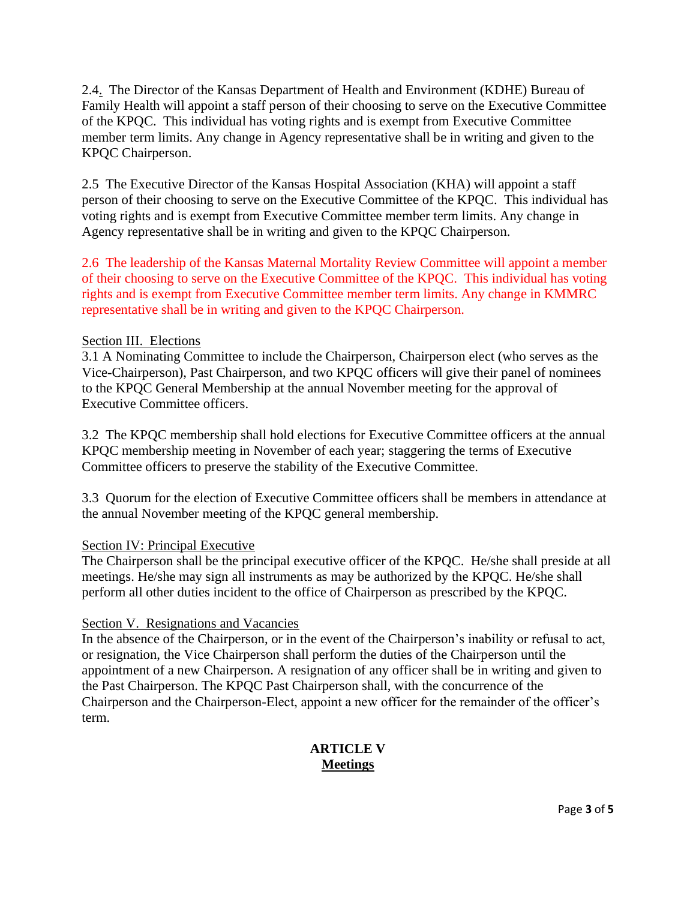2.4. The Director of the Kansas Department of Health and Environment (KDHE) Bureau of Family Health will appoint a staff person of their choosing to serve on the Executive Committee of the KPQC. This individual has voting rights and is exempt from Executive Committee member term limits. Any change in Agency representative shall be in writing and given to the KPQC Chairperson.

2.5 The Executive Director of the Kansas Hospital Association (KHA) will appoint a staff person of their choosing to serve on the Executive Committee of the KPQC. This individual has voting rights and is exempt from Executive Committee member term limits. Any change in Agency representative shall be in writing and given to the KPQC Chairperson.

2.6 The leadership of the Kansas Maternal Mortality Review Committee will appoint a member of their choosing to serve on the Executive Committee of the KPQC. This individual has voting rights and is exempt from Executive Committee member term limits. Any change in KMMRC representative shall be in writing and given to the KPQC Chairperson.

Section III. Elections

3.1 A Nominating Committee to include the Chairperson, Chairperson elect (who serves as the Vice-Chairperson), Past Chairperson, and two KPQC officers will give their panel of nominees to the KPQC General Membership at the annual November meeting for the approval of Executive Committee officers.

3.2 The KPQC membership shall hold elections for Executive Committee officers at the annual KPQC membership meeting in November of each year; staggering the terms of Executive Committee officers to preserve the stability of the Executive Committee.

3.3 Quorum for the election of Executive Committee officers shall be members in attendance at the annual November meeting of the KPQC general membership.

Section IV: Principal Executive

The Chairperson shall be the principal executive officer of the KPQC. He/she shall preside at all meetings. He/she may sign all instruments as may be authorized by the KPQC. He/she shall perform all other duties incident to the office of Chairperson as prescribed by the KPQC.

Section V. Resignations and Vacancies

In the absence of the Chairperson, or in the event of the Chairperson's inability or refusal to act, or resignation, the Vice Chairperson shall perform the duties of the Chairperson until the appointment of a new Chairperson. A resignation of any officer shall be in writing and given to the Past Chairperson. The KPQC Past Chairperson shall, with the concurrence of the Chairperson and the Chairperson-Elect, appoint a new officer for the remainder of the officer's term.

## ARTICLE V
## Meetings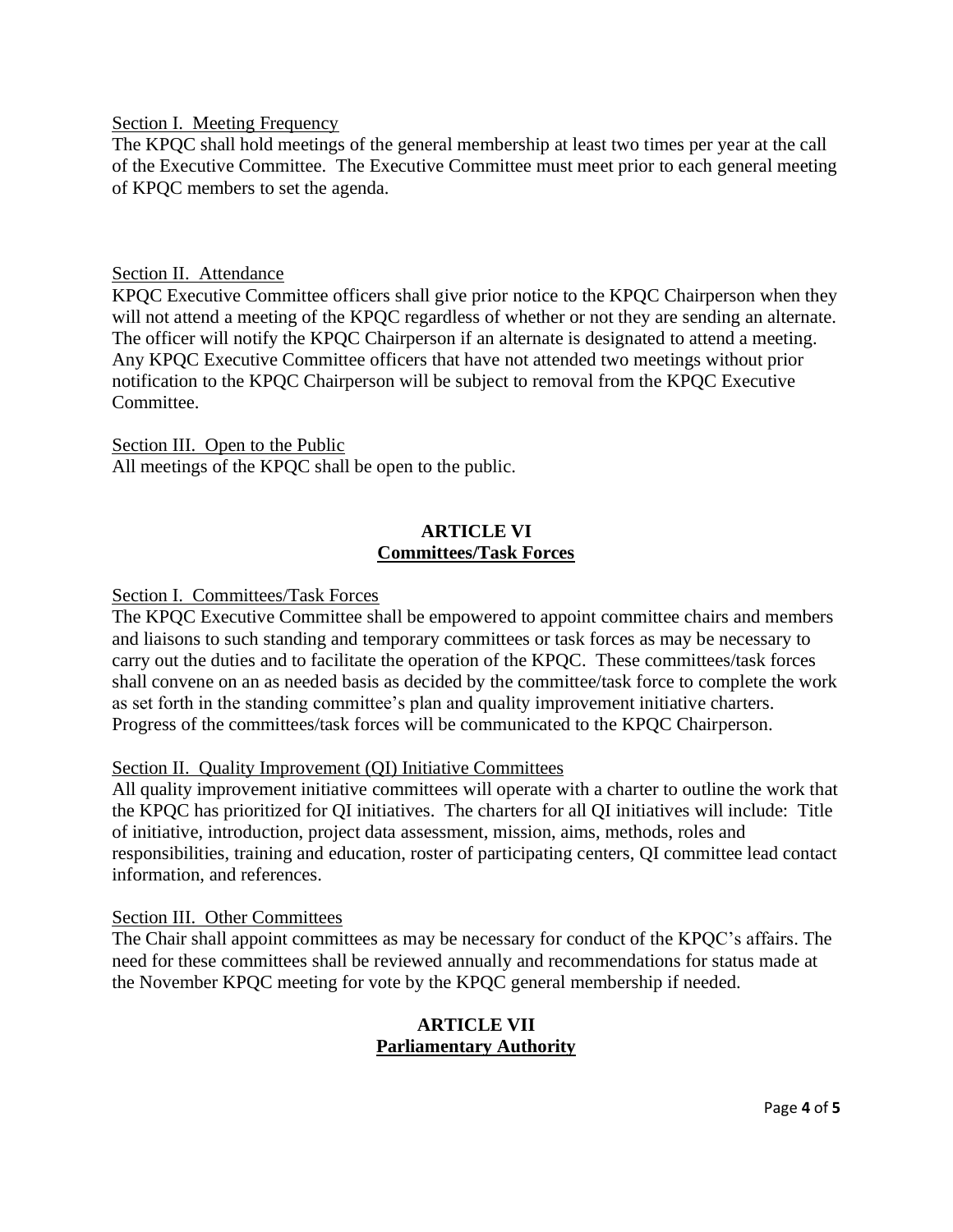Section I. Meeting Frequency

The KPQC shall hold meetings of the general membership at least two times per year at the call of the Executive Committee. The Executive Committee must meet prior to each general meeting of KPQC members to set the agenda.

Section II. Attendance

KPQC Executive Committee officers shall give prior notice to the KPQC Chairperson when they will not attend a meeting of the KPQC regardless of whether or not they are sending an alternate. The officer will notify the KPQC Chairperson if an alternate is designated to attend a meeting. Any KPQC Executive Committee officers that have not attended two meetings without prior notification to the KPQC Chairperson will be subject to removal from the KPQC Executive Committee.

Section III. Open to the Public

All meetings of the KPQC shall be open to the public.

## ARTICLE VI
## Committees/Task Forces

Section I. Committees/Task Forces

The KPQC Executive Committee shall be empowered to appoint committee chairs and members and liaisons to such standing and temporary committees or task forces as may be necessary to carry out the duties and to facilitate the operation of the KPQC. These committees/task forces shall convene on an as needed basis as decided by the committee/task force to complete the work as set forth in the standing committee's plan and quality improvement initiative charters. Progress of the committees/task forces will be communicated to the KPQC Chairperson.

Section II. Quality Improvement (QI) Initiative Committees

All quality improvement initiative committees will operate with a charter to outline the work that the KPQC has prioritized for QI initiatives. The charters for all QI initiatives will include: Title of initiative, introduction, project data assessment, mission, aims, methods, roles and responsibilities, training and education, roster of participating centers, QI committee lead contact information, and references.

Section III. Other Committees

The Chair shall appoint committees as may be necessary for conduct of the KPQC's affairs. The need for these committees shall be reviewed annually and recommendations for status made at the November KPQC meeting for vote by the KPQC general membership if needed.

## ARTICLE VII
## Parliamentary Authority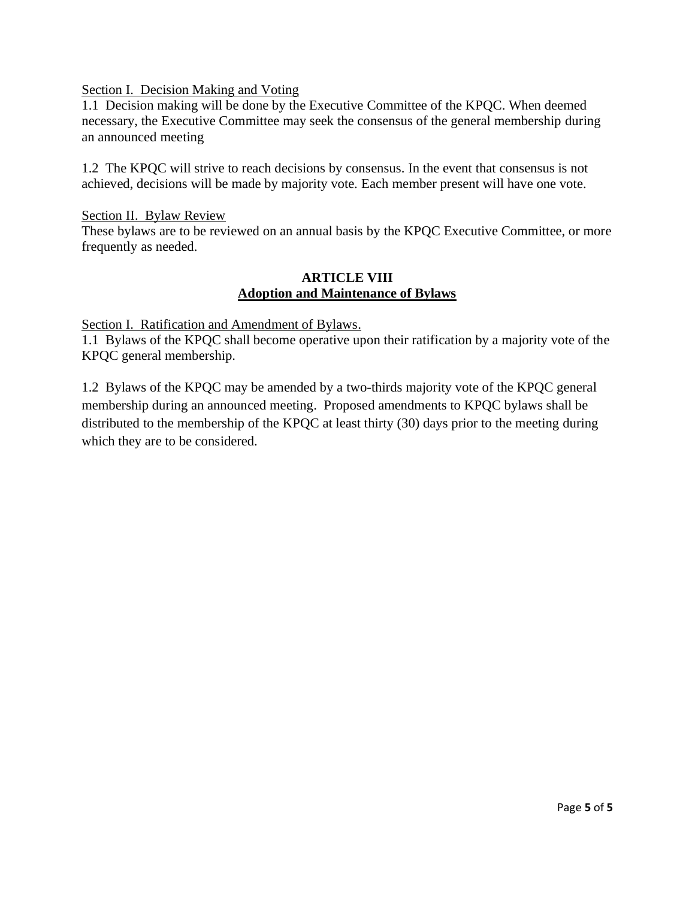Section I. Decision Making and Voting

1.1 Decision making will be done by the Executive Committee of the KPQC. When deemed necessary, the Executive Committee may seek the consensus of the general membership during an announced meeting

1.2 The KPQC will strive to reach decisions by consensus. In the event that consensus is not achieved, decisions will be made by majority vote. Each member present will have one vote.

Section II. Bylaw Review

These bylaws are to be reviewed on an annual basis by the KPQC Executive Committee, or more frequently as needed.

## ARTICLE VIII
## Adoption and Maintenance of Bylaws

Section I. Ratification and Amendment of Bylaws.

1.1 Bylaws of the KPQC shall become operative upon their ratification by a majority vote of the KPQC general membership.

1.2 Bylaws of the KPQC may be amended by a two-thirds majority vote of the KPQC general membership during an announced meeting. Proposed amendments to KPQC bylaws shall be distributed to the membership of the KPQC at least thirty (30) days prior to the meeting during which they are to be considered.